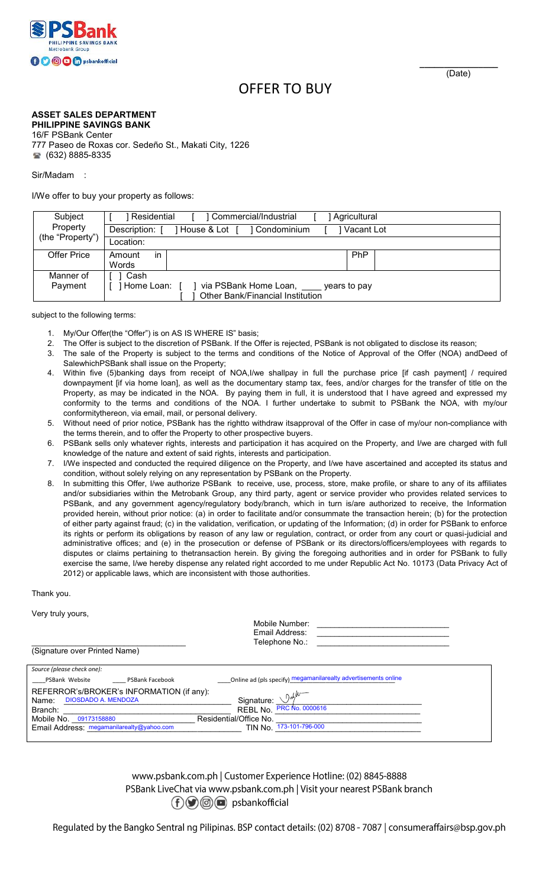(Date)

# OFFER TO BUY

**ASSET SALES DEPARTMENT**
**PHILIPPINE SAVINGS BANK**
16/F PSBank Center
777 Paseo de Roxas cor. Sedeño St., Makati City, 1226
(632) 8885-8335

Sir/Madam :

I/We offer to buy your property as follows:

| Subject Property (the "Property") | [ ] Residential [ ] Commercial/Industrial [ ] Agricultural | |
|---|---|---|
| | Description: [ ] House & Lot [ ] Condominium [ ] Vacant Lot | |
| | Location: | |
| Offer Price | Amount in Words | PhP |
| Manner of Payment | [ ] Cash<br>[ ] Home Loan: [ ] via PSBank Home Loan, ____ years to pay<br>[ ] Other Bank/Financial Institution | |

subject to the following terms:

1. My/Our Offer(the "Offer") is on AS IS WHERE IS" basis;
2. The Offer is subject to the discretion of PSBank. If the Offer is rejected, PSBank is not obligated to disclose its reason;
3. The sale of the Property is subject to the terms and conditions of the Notice of Approval of the Offer (NOA) andDeed of SalewhichPSBank shall issue on the Property;
4. Within five (5)banking days from receipt of NOA,I/we shallpay in full the purchase price [if cash payment] / required downpayment [if via home loan], as well as the documentary stamp tax, fees, and/or charges for the transfer of title on the Property, as may be indicated in the NOA. By paying them in full, it is understood that I have agreed and expressed my conformity to the terms and conditions of the NOA. I further undertake to submit to PSBank the NOA, with my/our conformitythereon, via email, mail, or personal delivery.
5. Without need of prior notice, PSBank has the rightto withdraw itsapproval of the Offer in case of my/our non-compliance with the terms therein, and to offer the Property to other prospective buyers.
6. PSBank sells only whatever rights, interests and participation it has acquired on the Property, and I/we are charged with full knowledge of the nature and extent of said rights, interests and participation.
7. I/We inspected and conducted the required diligence on the Property, and I/we have ascertained and accepted its status and condition, without solely relying on any representation by PSBank on the Property.
8. In submitting this Offer, I/we authorize PSBank to receive, use, process, store, make profile, or share to any of its affiliates and/or subsidiaries within the Metrobank Group, any third party, agent or service provider who provides related services to PSBank, and any government agency/regulatory body/branch, which in turn is/are authorized to receive, the Information provided herein, without prior notice: (a) in order to facilitate and/or consummate the transaction herein; (b) for the protection of either party against fraud; (c) in the validation, verification, or updating of the Information; (d) in order for PSBank to enforce its rights or perform its obligations by reason of any law or regulation, contract, or order from any court or quasi-judicial and administrative offices; and (e) in the prosecution or defense of PSBank or its directors/officers/employees with regards to disputes or claims pertaining to thetransaction herein. By giving the foregoing authorities and in order for PSBank to fully exercise the same, I/we hereby dispense any related right accorded to me under Republic Act No. 10173 (Data Privacy Act of 2012) or applicable laws, which are inconsistent with those authorities.

Thank you.

Very truly yours,

(Signature over Printed Name)

Mobile Number: ____________________
Email Address: ____________________
Telephone No.: ____________________

*Source (please check one):*
____PSBank Website ____ PSBank Facebook ____Online ad (pls specify) megamanilarealty advertisements online

REFERROR's/BROKER's INFORMATION (if any):
Name: DIOSDADO A. MENDOZA
Signature:
Branch:
REBL No. PRC No. 0000616
Mobile No. 09173158880
Residential/Office No.
Email Address: megamanilarealty@yahoo.com
TIN No. 173-101-796-000

www.psbank.com.ph | Customer Experience Hotline: (02) 8845-8888
PSBank LiveChat via www.psbank.com.ph | Visit your nearest PSBank branch
psbankofficial

Regulated by the Bangko Sentral ng Pilipinas. BSP contact details: (02) 8708 - 7087 | consumeraffairs@bsp.gov.ph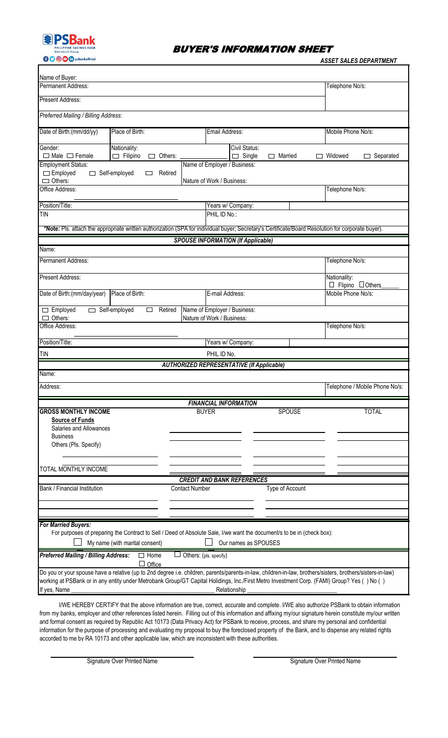PSBank
PHILIPPINE SAVINGS BANK
Metrobank Group
psbankofficial

# BUYER'S INFORMATION SHEET

*ASSET SALES DEPARTMENT*

| | | | |
|---|---|---|---|
| Name of Buyer: | | | |
| Permanent Address: | | | Telephone No/s: |
| Present Address: | | | |
| *Preferred Mailing / Billing Address:* | | | |
| Date of Birth:(mm/dd/yy) | Place of Birth: | Email Address: | Mobile Phone No/s: |
| Gender: ☐ Male ☐ Female | Nationality: ☐ Filipino ☐ Others: | Civil Status: ☐ Single ☐ Married | ☐ Widowed ☐ Separated |
| Employment Status: ☐ Employed ☐ Self-employed ☐ Retired ☐ Others: | | Name of Employer / Business: Nature of Work / Business: | |
| Office Address: | | | Telephone No/s: |
| Position/Title: | | Years w/ Company: | |
| TIN | | PHIL ID No.: | |

***Note:** Pls. attach the appropriate written authorization (SPA for individual buyer; Secretary's Certificate/Board Resolution for corporate buyer).

### *SPOUSE INFORMATION (If Applicable)*

| | | | |
|---|---|---|---|
| Name: | | | |
| Permanent Address: | | | Telephone No/s: |
| Present Address: | | | Nationality: ☐ Flipino ☐ Others_____ |
| Date of Birth:(mm/day/year) | Place of Birth: | E-mail Address: | Mobile Phone No/s: |
| ☐ Employed ☐ Self-employed ☐ Retired ☐ Others: | | Name of Employer / Business: Nature of Work / Business: | |
| Office Address: | | | Telephone No/s: |
| Position/Title: | | Years w/ Company: | |
| TIN | | PHIL ID No. | |

### *AUTHORIZED REPRESENTATIVE (If Applicable)*

| | |
|---|---|
| Name: | |
| Address: | Telephone / Mobile Phone No/s: |

### *FINANCIAL INFORMATION*

| GROSS MONTHLY INCOME | BUYER | SPOUSE | TOTAL |
|---|---|---|---|
| **Source of Funds** | | | |
| Salaries and Allowances | | | |
| Business | | | |
| Others (Pls. Specify) | | | |
| | | | |
| TOTAL MONTHLY INCOME | | | |

### *CREDIT AND BANK REFERENCES*

| Bank / Financial Institution | Contact Number | Type of Account |
|---|---|---|
| | | |
| | | |

***For Married Buyers:***

For purposes of preparing the Contract to Sell / Deed of Absolute Sale, I/we want the document/s to be in (check box):

☐ My name (with marital consent) ☐ Our names as SPOUSES

***Preferred Mailing / Billing Address:*** ☐ Home ☐ Office ☐ Others: (pls. specify)

Do you or your spouse have a relative (up to 2nd degree i.e. children, parents/parents-in-law, children-in-law, brothers/sisters, brothers/sisters-in-law) working at PSBank or in any entity under Metrobank Group/GT Capital Holidings, Inc./First Metro Investment Corp. (FAMI) Group? Yes ( ) No ( )

If yes, Name _______________ Relationship _______________

I/WE HEREBY CERTIFY that the above information are true, correct, accurate and complete. I/WE also authorize PSBank to obtain information from my banks, employer and other references listed herein. Filling out of this information and affixing my/our signature herein constitute my/our written and formal consent as required by Republic Act 10173 (Data Privacy Act) for PSBank to receive, process, and share my personal and confidential information for the purpose of processing and evaluating my proposal to buy the foreclosed property of the Bank, and to dispense any related rights accorded to me by RA 10173 and other applicable law, which are inconsistent with these authorities.

Signature Over Printed Name

Signature Over Printed Name